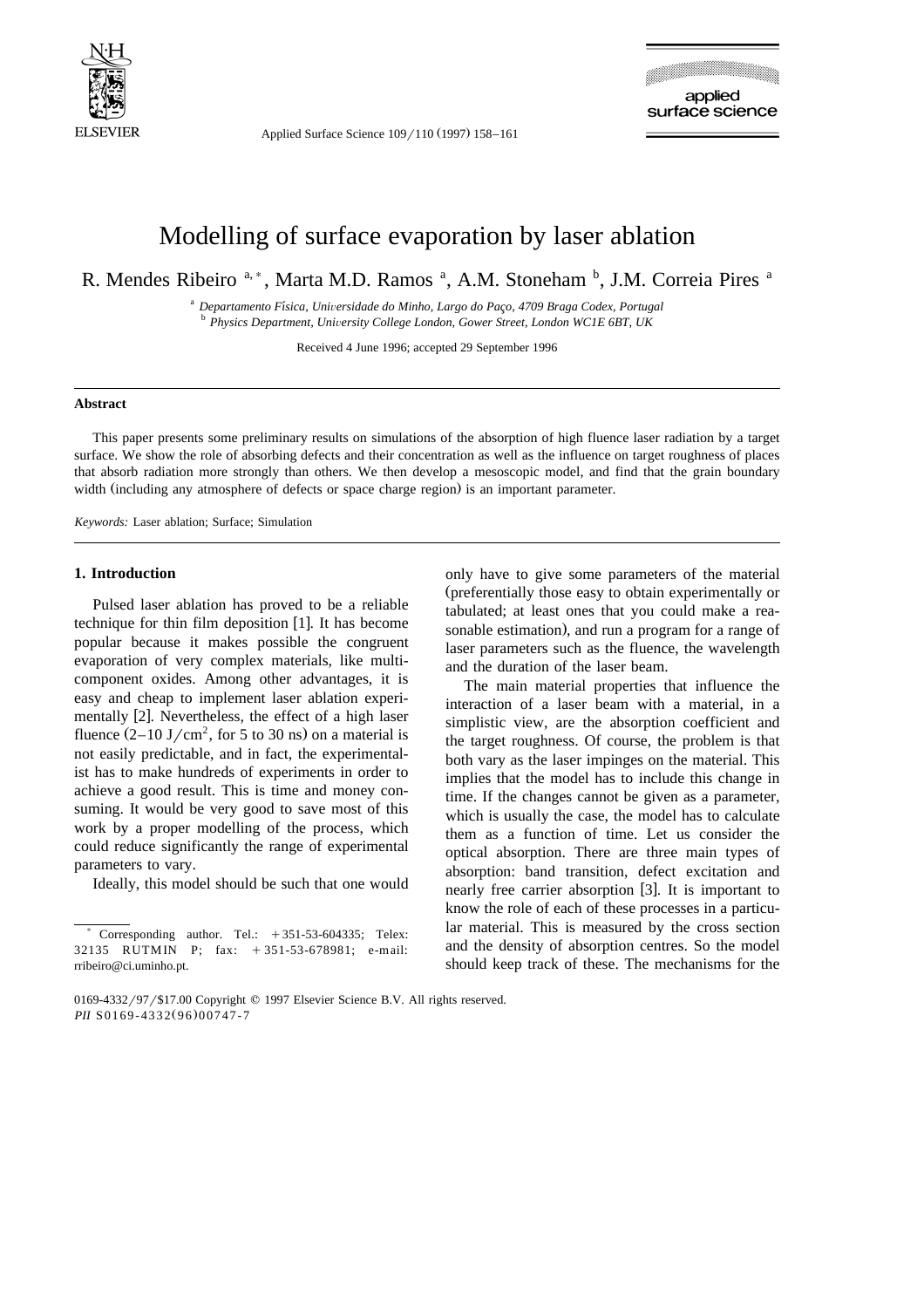# Modelling of surface evaporation by laser ablation

R. Mendes Ribeiro [a,*], Marta M.D. Ramos [a], A.M. Stoneham [b], J.M. Correia Pires [a]

[a] *Departamento Física, Universidade do Minho, Largo do Paço, 4709 Braga Codex, Portugal*
[b] *Physics Department, University College London, Gower Street, London WC1E 6BT, UK*

Received 4 June 1996; accepted 29 September 1996

## Abstract

This paper presents some preliminary results on simulations of the absorption of high fluence laser radiation by a target surface. We show the role of absorbing defects and their concentration as well as the influence on target roughness of places that absorb radiation more strongly than others. We then develop a mesoscopic model, and find that the grain boundary width (including any atmosphere of defects or space charge region) is an important parameter.

*Keywords:* Laser ablation; Surface; Simulation

## 1. Introduction

Pulsed laser ablation has proved to be a reliable technique for thin film deposition [1]. It has become popular because it makes possible the congruent evaporation of very complex materials, like multi-component oxides. Among other advantages, it is easy and cheap to implement laser ablation experimentally [2]. Nevertheless, the effect of a high laser fluence (2–10 J/cm$^2$, for 5 to 30 ns) on a material is not easily predictable, and in fact, the experimentalist has to make hundreds of experiments in order to achieve a good result. This is time and money consuming. It would be very good to save most of this work by a proper modelling of the process, which could reduce significantly the range of experimental parameters to vary.

Ideally, this model should be such that one would only have to give some parameters of the material (preferentially those easy to obtain experimentally or tabulated; at least ones that you could make a reasonable estimation), and run a program for a range of laser parameters such as the fluence, the wavelength and the duration of the laser beam.

The main material properties that influence the interaction of a laser beam with a material, in a simplistic view, are the absorption coefficient and the target roughness. Of course, the problem is that both vary as the laser impinges on the material. This implies that the model has to include this change in time. If the changes cannot be given as a parameter, which is usually the case, the model has to calculate them as a function of time. Let us consider the optical absorption. There are three main types of absorption: band transition, defect excitation and nearly free carrier absorption [3]. It is important to know the role of each of these processes in a particular material. This is measured by the cross section and the density of absorption centres. So the model should keep track of these. The mechanisms for the

* Corresponding author. Tel.: +351-53-604335; Telex: 32135 RUTMIN P; fax: +351-53-678981; e-mail: rribeiro@ci.uminho.pt.

0169-4332/97/$17.00 Copyright © 1997 Elsevier Science B.V. All rights reserved.
*PII* S0169-4332(96)00747-7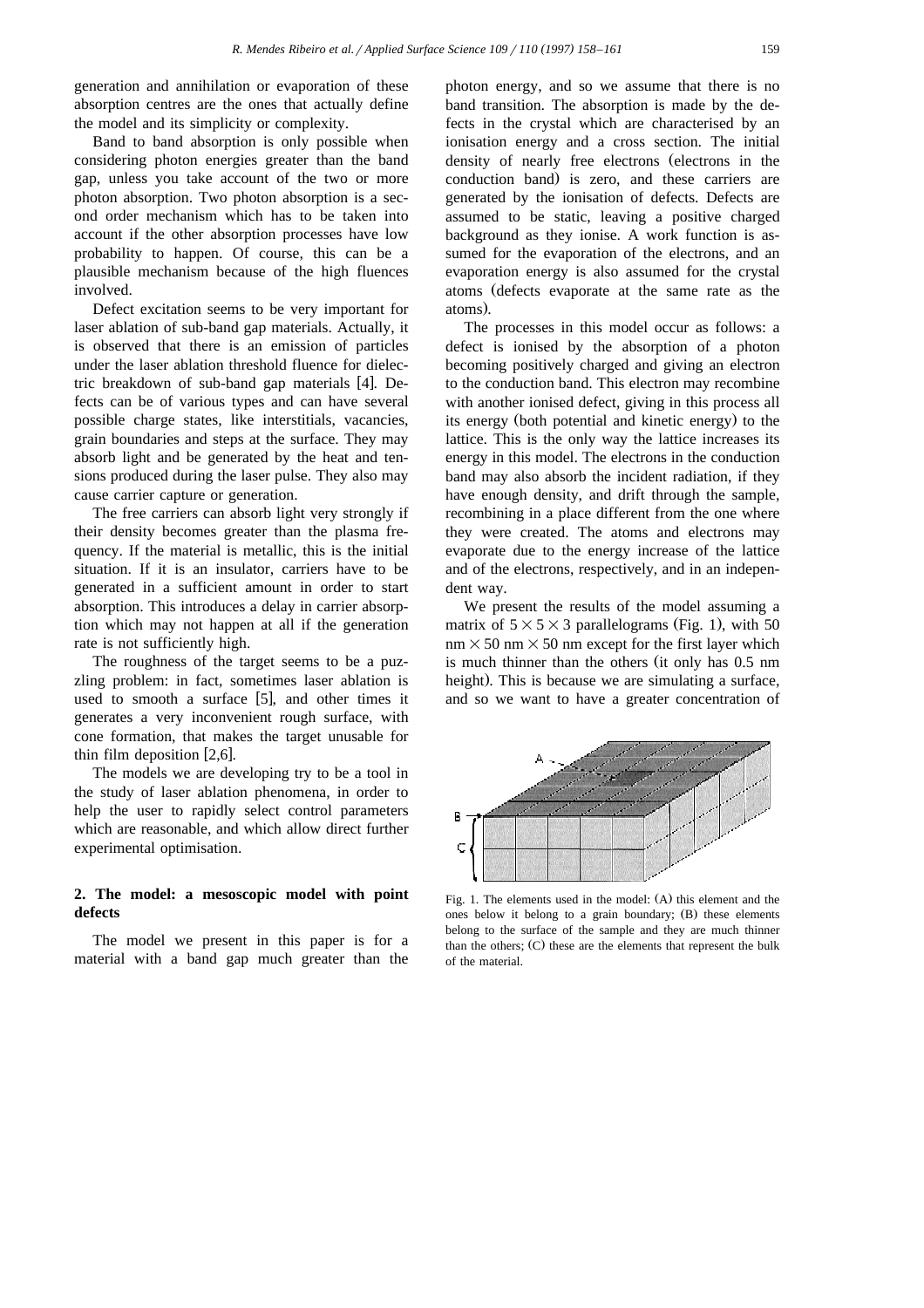generation and annihilation or evaporation of these absorption centres are the ones that actually define the model and its simplicity or complexity.

Band to band absorption is only possible when considering photon energies greater than the band gap, unless you take account of the two or more photon absorption. Two photon absorption is a second order mechanism which has to be taken into account if the other absorption processes have low probability to happen. Of course, this can be a plausible mechanism because of the high fluences involved.

Defect excitation seems to be very important for laser ablation of sub-band gap materials. Actually, it is observed that there is an emission of particles under the laser ablation threshold fluence for dielectric breakdown of sub-band gap materials [4]. Defects can be of various types and can have several possible charge states, like interstitials, vacancies, grain boundaries and steps at the surface. They may absorb light and be generated by the heat and tensions produced during the laser pulse. They also may cause carrier capture or generation.

The free carriers can absorb light very strongly if their density becomes greater than the plasma frequency. If the material is metallic, this is the initial situation. If it is an insulator, carriers have to be generated in a sufficient amount in order to start absorption. This introduces a delay in carrier absorption which may not happen at all if the generation rate is not sufficiently high.

The roughness of the target seems to be a puzzling problem: in fact, sometimes laser ablation is used to smooth a surface [5], and other times it generates a very inconvenient rough surface, with cone formation, that makes the target unusable for thin film deposition [2,6].

The models we are developing try to be a tool in the study of laser ablation phenomena, in order to help the user to rapidly select control parameters which are reasonable, and which allow direct further experimental optimisation.

## 2. The model: a mesoscopic model with point defects

The model we present in this paper is for a material with a band gap much greater than the photon energy, and so we assume that there is no band transition. The absorption is made by the defects in the crystal which are characterised by an ionisation energy and a cross section. The initial density of nearly free electrons (electrons in the conduction band) is zero, and these carriers are generated by the ionisation of defects. Defects are assumed to be static, leaving a positive charged background as they ionise. A work function is assumed for the evaporation of the electrons, and an evaporation energy is also assumed for the crystal atoms (defects evaporate at the same rate as the atoms).

The processes in this model occur as follows: a defect is ionised by the absorption of a photon becoming positively charged and giving an electron to the conduction band. This electron may recombine with another ionised defect, giving in this process all its energy (both potential and kinetic energy) to the lattice. This is the only way the lattice increases its energy in this model. The electrons in the conduction band may also absorb the incident radiation, if they have enough density, and drift through the sample, recombining in a place different from the one where they were created. The atoms and electrons may evaporate due to the energy increase of the lattice and of the electrons, respectively, and in an independent way.

We present the results of the model assuming a matrix of $5 \times 5 \times 3$ parallelograms (Fig. 1), with 50 nm $\times$ 50 nm $\times$ 50 nm except for the first layer which is much thinner than the others (it only has 0.5 nm height). This is because we are simulating a surface, and so we want to have a greater concentration of

A

B

C

Fig. 1. The elements used in the model: (A) this element and the ones below it belong to a grain boundary; (B) these elements belong to the surface of the sample and they are much thinner than the others; (C) these are the elements that represent the bulk of the material.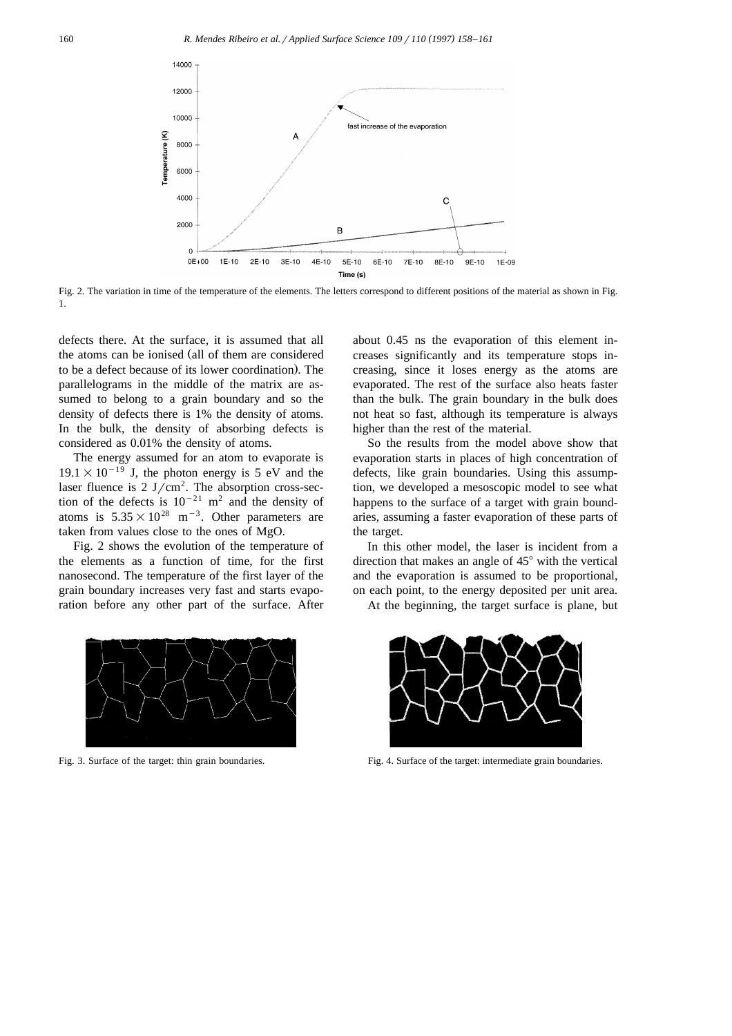14000

12000

10000

8000

6000

4000

2000

0

Temperature (K)

0E+00 1E-10 2E-10 3E-10 4E-10 5E-10 6E-10 7E-10 8E-10 9E-10 1E-09

Time (s)

fast increase of the evaporation

A

B

C

Fig. 2. The variation in time of the temperature of the elements. The letters correspond to different positions of the material as shown in Fig. 1.

defects there. At the surface, it is assumed that all the atoms can be ionised (all of them are considered to be a defect because of its lower coordination). The parallelograms in the middle of the matrix are assumed to belong to a grain boundary and so the density of defects there is 1% the density of atoms. In the bulk, the density of absorbing defects is considered as 0.01% the density of atoms.

The energy assumed for an atom to evaporate is $19.1 \times 10^{-19}$ J, the photon energy is 5 eV and the laser fluence is 2 $J/cm^2$. The absorption cross-section of the defects is $10^{-21}$ $m^2$ and the density of atoms is $5.35 \times 10^{28}$ $m^{-3}$. Other parameters are taken from values close to the ones of MgO.

Fig. 2 shows the evolution of the temperature of the elements as a function of time, for the first nanosecond. The temperature of the first layer of the grain boundary increases very fast and starts evaporation before any other part of the surface. After about 0.45 ns the evaporation of this element increases significantly and its temperature stops increasing, since it loses energy as the atoms are evaporated. The rest of the surface also heats faster than the bulk. The grain boundary in the bulk does not heat so fast, although its temperature is always higher than the rest of the material.

So the results from the model above show that evaporation starts in places of high concentration of defects, like grain boundaries. Using this assumption, we developed a mesoscopic model to see what happens to the surface of a target with grain boundaries, assuming a faster evaporation of these parts of the target.

In this other model, the laser is incident from a direction that makes an angle of 45° with the vertical and the evaporation is assumed to be proportional, on each point, to the energy deposited per unit area.

At the beginning, the target surface is plane, but

Fig. 3. Surface of the target: thin grain boundaries.

Fig. 4. Surface of the target: intermediate grain boundaries.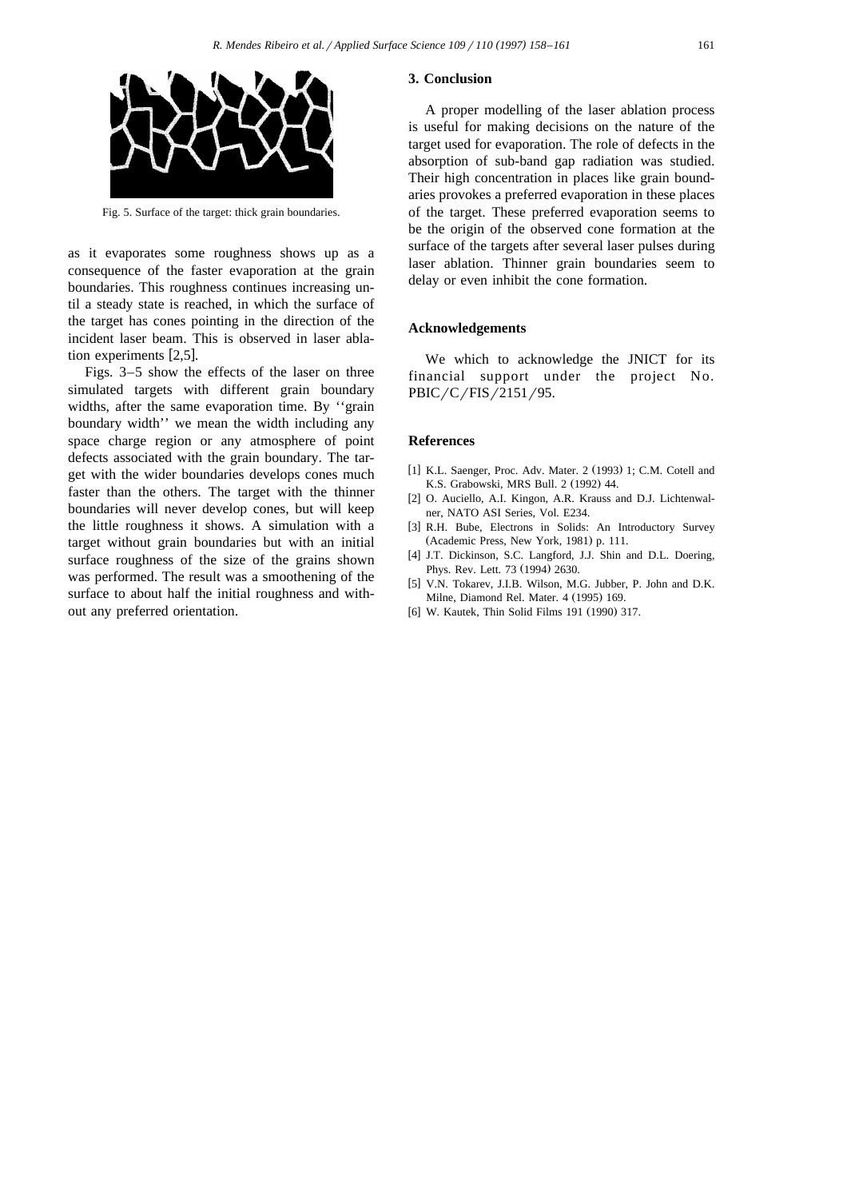Fig. 5. Surface of the target: thick grain boundaries.

as it evaporates some roughness shows up as a consequence of the faster evaporation at the grain boundaries. This roughness continues increasing until a steady state is reached, in which the surface of the target has cones pointing in the direction of the incident laser beam. This is observed in laser ablation experiments [2,5].

Figs. 3–5 show the effects of the laser on three simulated targets with different grain boundary widths, after the same evaporation time. By ''grain boundary width'' we mean the width including any space charge region or any atmosphere of point defects associated with the grain boundary. The target with the wider boundaries develops cones much faster than the others. The target with the thinner boundaries will never develop cones, but will keep the little roughness it shows. A simulation with a target without grain boundaries but with an initial surface roughness of the size of the grains shown was performed. The result was a smoothening of the surface to about half the initial roughness and without any preferred orientation.

## 3. Conclusion

A proper modelling of the laser ablation process is useful for making decisions on the nature of the target used for evaporation. The role of defects in the absorption of sub-band gap radiation was studied. Their high concentration in places like grain boundaries provokes a preferred evaporation in these places of the target. These preferred evaporation seems to be the origin of the observed cone formation at the surface of the targets after several laser pulses during laser ablation. Thinner grain boundaries seem to delay or even inhibit the cone formation.

## Acknowledgements

We which to acknowledge the JNICT for its financial support under the project No. PBIC/C/FIS/2151/95.

## References

[1] K.L. Saenger, Proc. Adv. Mater. 2 (1993) 1; C.M. Cotell and K.S. Grabowski, MRS Bull. 2 (1992) 44.

[2] O. Auciello, A.I. Kingon, A.R. Krauss and D.J. Lichtenwalner, NATO ASI Series, Vol. E234.

[3] R.H. Bube, Electrons in Solids: An Introductory Survey (Academic Press, New York, 1981) p. 111.

[4] J.T. Dickinson, S.C. Langford, J.J. Shin and D.L. Doering, Phys. Rev. Lett. 73 (1994) 2630.

[5] V.N. Tokarev, J.I.B. Wilson, M.G. Jubber, P. John and D.K. Milne, Diamond Rel. Mater. 4 (1995) 169.

[6] W. Kautek, Thin Solid Films 191 (1990) 317.